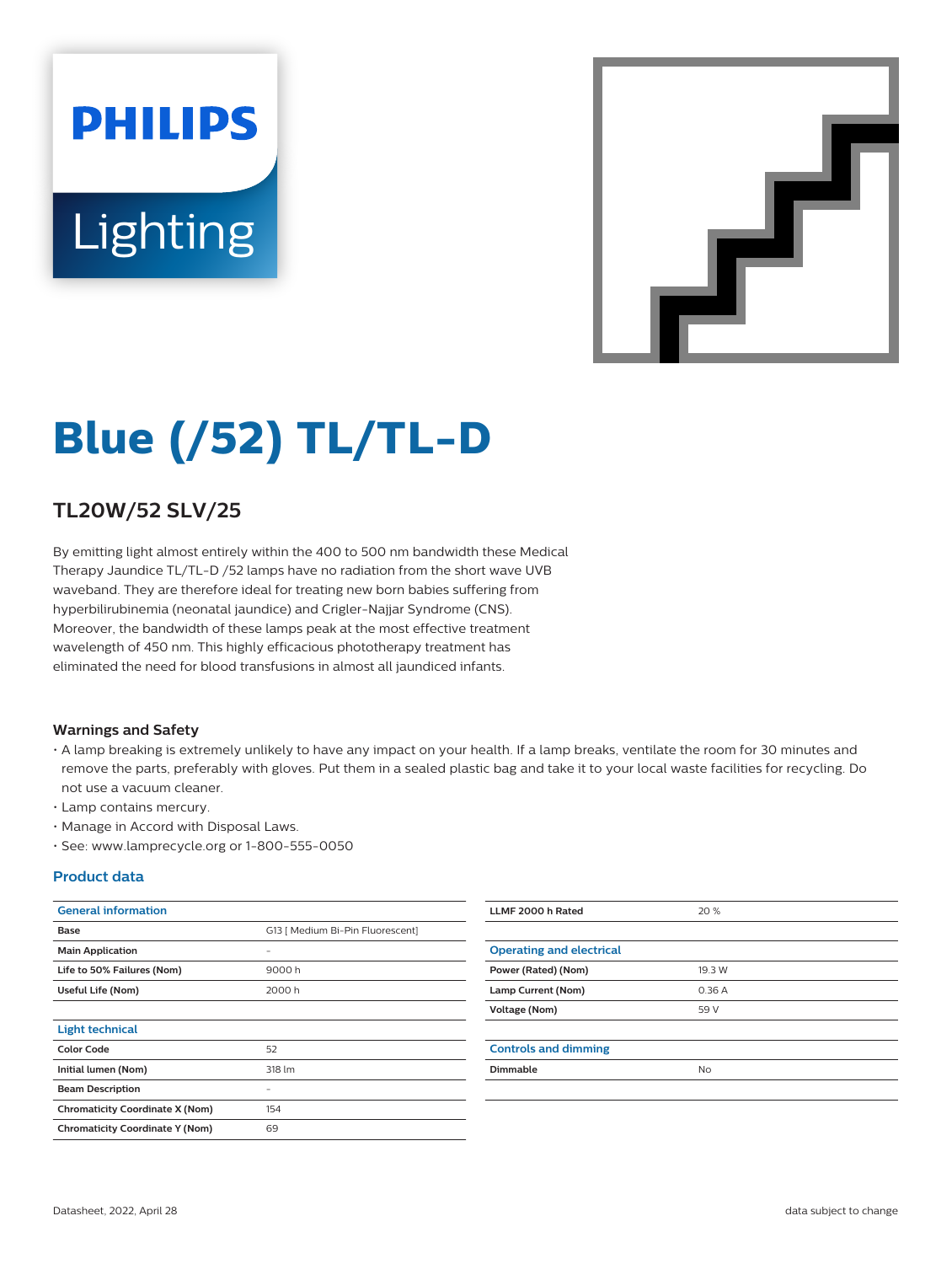# Blue (/52) TL/TL-D

## TL20W/52 SLV/25

By emitting light almost entirely within the 400 to 500 nm bandwidth these Medical Therapy Jaundice TL/TL-D /52 lamps have no radiation from the short wave UVB waveband. They are therefore ideal for treating new born babies suffering from hyperbilirubinemia (neonatal jaundice) and Crigler-Najjar Syndrome (CNS). Moreover, the bandwidth of these lamps peak at the most effective treatment wavelength of 450 nm. This highly efficacious phototherapy treatment has eliminated the need for blood transfusions in almost all jaundiced infants.

### Warnings and Safety

- A lamp breaking is extremely unlikely to have any impact on your health. If a lamp breaks, ventilate the room for 30 minutes and remove the parts, preferably with gloves. Put them in a sealed plastic bag and take it to your local waste facilities for recycling. Do not use a vacuum cleaner.
- Lamp contains mercury.
- Manage in Accord with Disposal Laws.
- See: www.lamprecycle.org or 1-800-555-0050

### Product data

| General information | |
|---|---|
| Base | G13 [ Medium Bi-Pin Fluorescent] |
| Main Application | - |
| Life to 50% Failures (Nom) | 9000 h |
| Useful Life (Nom) | 2000 h |

| Light technical | |
|---|---|
| Color Code | 52 |
| Initial lumen (Nom) | 318 lm |
| Beam Description | - |
| Chromaticity Coordinate X (Nom) | 154 |
| Chromaticity Coordinate Y (Nom) | 69 |
| LLMF 2000 h Rated | 20 % |

| Operating and electrical | |
|---|---|
| Power (Rated) (Nom) | 19.3 W |
| Lamp Current (Nom) | 0.36 A |
| Voltage (Nom) | 59 V |

| Controls and dimming | |
|---|---|
| Dimmable | No |

Datasheet, 2022, April 28 data subject to change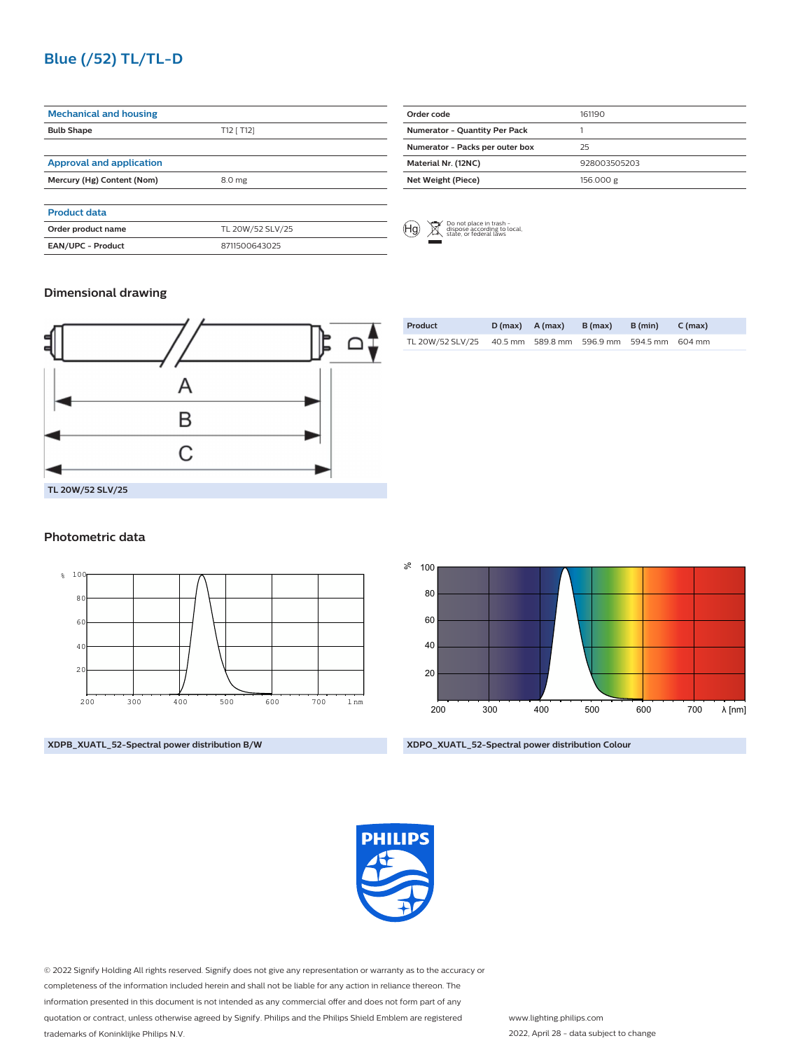# Blue (/52) TL/TL-D

| Mechanical and housing | |
|---|---|
| Bulb Shape | T12 [ T12] |

| Approval and application | |
|---|---|
| Mercury (Hg) Content (Nom) | 8.0 mg |

| Product data | |
|---|---|
| Order product name | TL 20W/52 SLV/25 |
| EAN/UPC - Product | 8711500643025 |

| | |
|---|---|
| Order code | 161190 |
| Numerator - Quantity Per Pack | 1 |
| Numerator - Packs per outer box | 25 |
| Material Nr. (12NC) | 928003505203 |
| Net Weight (Piece) | 156.000 g |

Hg

Do not place in trash - dispose according to local, state, or federal laws

## Dimensional drawing

D

A

B

C

TL 20W/52 SLV/25

| Product | D (max) | A (max) | B (max) | B (min) | C (max) |
|---|---|---|---|---|---|
| TL 20W/52 SLV/25 | 40.5 mm | 589.8 mm | 596.9 mm | 594.5 mm | 604 mm |

## Photometric data

%
100
80
60
40
20
200
300
400
500
600
700
1 nm

XDPB_XUATL_52-Spectral power distribution B/W

%
100
80
60
40
20
200
300
400
500
600
700
λ [nm]

XDPO_XUATL_52-Spectral power distribution Colour

© 2022 Signify Holding All rights reserved. Signify does not give any representation or warranty as to the accuracy or completeness of the information included herein and shall not be liable for any action in reliance thereon. The information presented in this document is not intended as any commercial offer and does not form part of any quotation or contract, unless otherwise agreed by Signify. Philips and the Philips Shield Emblem are registered trademarks of Koninklijke Philips N.V.

www.lighting.philips.com

2022, April 28 - data subject to change